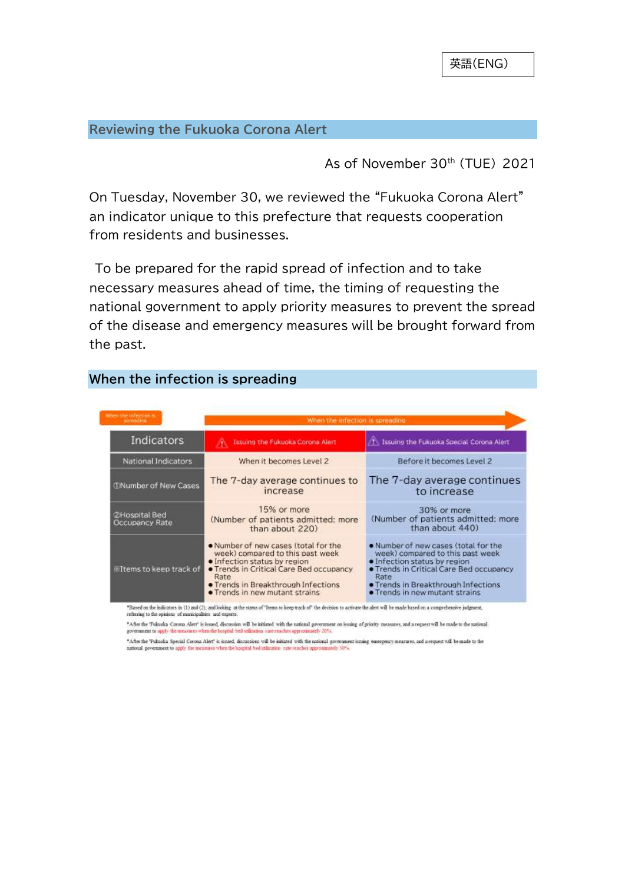英語(ENG)

## Reviewing the Fukuoka Corona Alert

As of November 30th (TUE) 2021

On Tuesday, November 30, we reviewed the "Fukuoka Corona Alert" an indicator unique to this prefecture that requests cooperation from residents and businesses.

To be prepared for the rapid spread of infection and to take necessary measures ahead of time, the timing of requesting the national government to apply priority measures to prevent the spread of the disease and emergency measures will be brought forward from the past.

## When the infection is spreading

When the infection is spreading → When the infection is spreading

| Indicators | Issuing the Fukuoka Corona Alert | Issuing the Fukuoka Special Corona Alert |
|---|---|---|
| National Indicators | When it becomes Level 2 | Before it becomes Level 2 |
| ①Number of New Cases | The 7-day average continues to increase | The 7-day average continues to increase |
| ②Hospital Bed Occupancy Rate | 15% or more (Number of patients admitted: more than about 220) | 30% or more (Number of patients admitted: more than about 440) |
| ※Items to keep track of | ● Number of new cases (total for the week) compared to this past week<br>● Infection status by region<br>● Trends in Critical Care Bed occupancy Rate<br>● Trends in Breakthrough Infections<br>● Trends in new mutant strains | ● Number of new cases (total for the week) compared to this past week<br>● Infection status by region<br>● Trends in Critical Care Bed occupancy Rate<br>● Trends in Breakthrough Infections<br>● Trends in new mutant strains |

*Based on the indicators in (1) and (2), and looking at the status of "Items to keep track of" the decision to activate the alert will be made based on a comprehensive judgment, referring to the opinions of municipalities and experts.

*After the "Fukuoka Corona Alert" is issued, discussion will be initiated with the national government on issuing of priority measures, and a request will be made to the national government to apply the measures when the hospital bed utilization rate reaches approximately 20%.

*After the "Fukuoka Special Corona Alert" is issued, discussions will be initiated with the national government issuing emergency measures, and a request will be made to the national government to apply the measures when the hospital bed utilization rate reaches approximately 50%.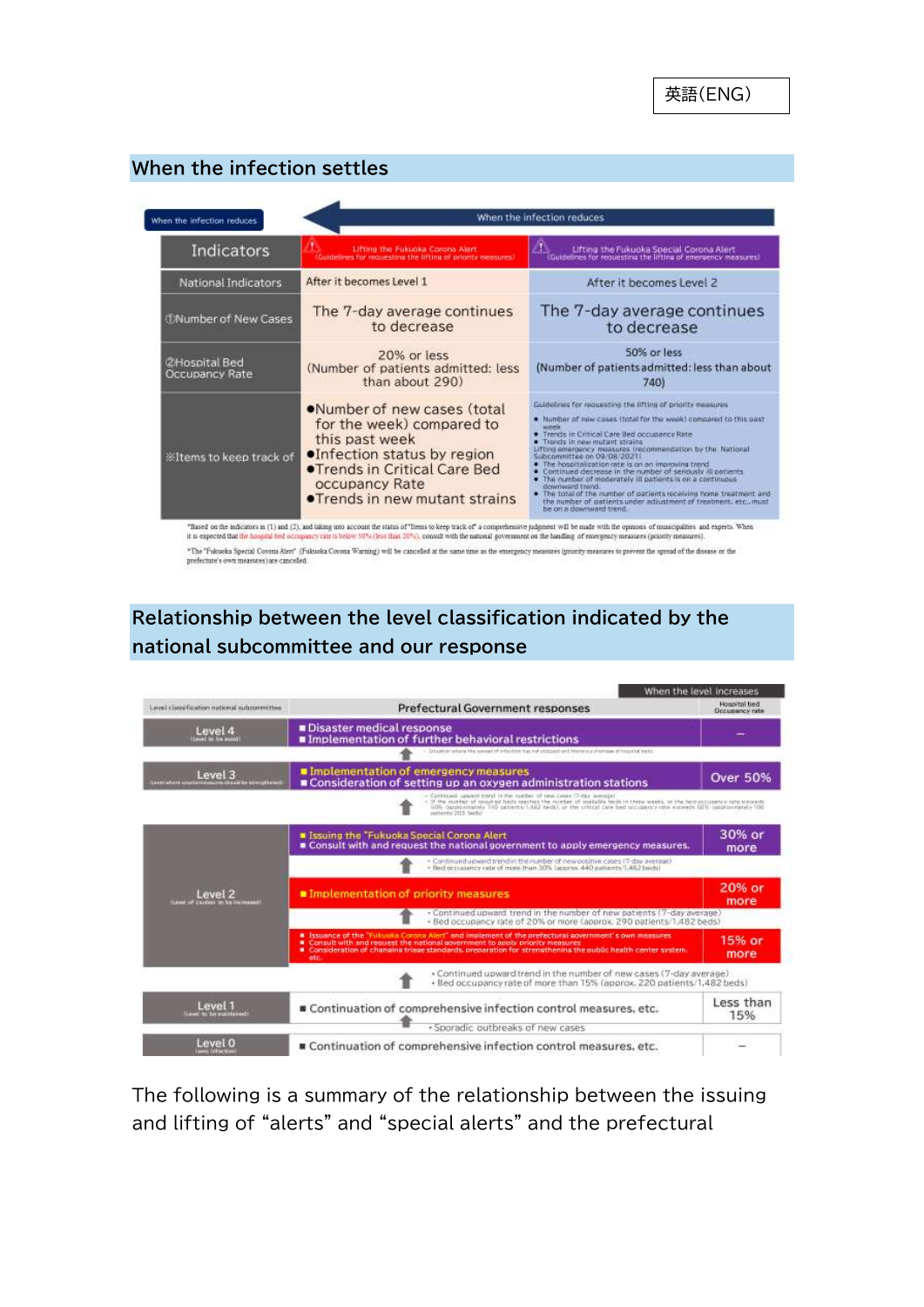英語(ENG)

## When the infection settles

When the infection reduces ← When the infection reduces

| Indicators | Lifting the Fukuoka Corona Alert (Guidelines for requesting the lifting of priority measures) | Lifting the Fukuoka Special Corona Alert (Guidelines for requesting the lifting of emergency measures) |
|---|---|---|
| National Indicators | After it becomes Level 1 | After it becomes Level 2 |
| ①Number of New Cases | The 7-day average continues to decrease | The 7-day average continues to decrease |
| ②Hospital Bed Occupancy Rate | 20% or less (Number of patients admitted: less than about 290) | 50% or less (Number of patients admitted: less than about 740) |
| ※Items to keep track of | ●Number of new cases (total for the week) compared to this past week<br>●Infection status by region<br>●Trends in Critical Care Bed occupancy Rate<br>●Trends in new mutant strains | Guidelines for requesting the lifting of priority measures<br>● Number of new cases (total for the week) compared to this past week<br>● Trends in Critical Care Bed occupancy Rate<br>● Trends in new mutant strains<br>Lifting emergency measures (recommendation by the National Subcommittee on 09/08/2021)<br>● The hospitalization rate is on an improving trend<br>● Continued decrease in the number of seriously ill patients<br>● The number of moderately ill patients is on a continuous downward trend<br>● The total of the number of patients receiving home treatment and the number of patients under adjustment of treatment, etc., must be on a downward trend. |

*Based on the indicators in (1) and (2), and taking into account the status of "Items to keep track of" a comprehensive judgment will be made with the opinions of municipalities and experts. When it is expected that the hospital bed occupancy rate is below 50% (less than 20%), consult with the national government on the handling of emergency measures (priority measures).

*The "Fukuoka Special Corona Alert" (Fukuoka Corona Warning) will be cancelled at the same time as the emergency measures (priority measures to prevent the spread of the disease or the prefecture's own measures) are canceled.

## Relationship between the level classification indicated by the national subcommittee and our response

When the level increases

| Level classification national subcommittee | Prefectural Government responses | Hospital bed Occupancy rate |
|---|---|---|
| Level 4 (Level to be avoid) | ■Disaster medical response<br>■Implementation of further behavioral restrictions | – |
| | ↑ ・Situation where the spread of infection has not stopped and there is a shortage of hospital beds | |
| Level 3 (Level where countermeasures should be strengthened) | ■Implementation of emergency measures<br>■Consideration of setting up an oxygen administration stations | Over 50% |
| | ↑ ・Continued upward trend in the number of new cases (7-day average)<br>・If the number of required beds reaches the number of available beds in three weeks, or the bed occupancy rate exceeds 50% (approximately 740 patients/1,482 beds), or the critical care bed occupancy rate exceeds 50% (approximately 100 patients/203 beds) | |
| Level 2 (Level of caution to be increased) | ■Issuing the "Fukuoka Special Corona Alert"<br>■Consult with and request the national government to apply emergency measures. | 30% or more |
| | ↑ ・Continued upward trend in the number of new positive cases (7-day average)<br>・Bed occupancy rate of more than 30% (approx. 440 patients/1,482 beds) | |
| | ■Implementation of priority measures | 20% or more |
| | ↑ ・Continued upward trend in the number of new patients (7-day average)<br>・Bed occupancy rate of 20% or more (approx. 290 patients/1,482 beds) | |
| | ■Issuance of the "Fukuoka Corona Alert" and implement of the prefectural government's own measures<br>■Consult with and request the national government to apply priority measures<br>■Consideration of changing triage standards, preparation for strengthening the public health center system, etc. | 15% or more |
| | ↑ ・Continued upward trend in the number of new cases (7-day average)<br>・Bed occupancy rate of more than 15% (approx. 220 patients/1,482 beds) | |
| Level 1 (Level to be maintained) | ■Continuation of comprehensive infection control measures, etc. | Less than 15% |
| | ・Sporadic outbreaks of new cases | |
| Level 0 (zero infection) | ■Continuation of comprehensive infection control measures, etc. | – |

The following is a summary of the relationship between the issuing and lifting of "alerts" and "special alerts" and the prefectural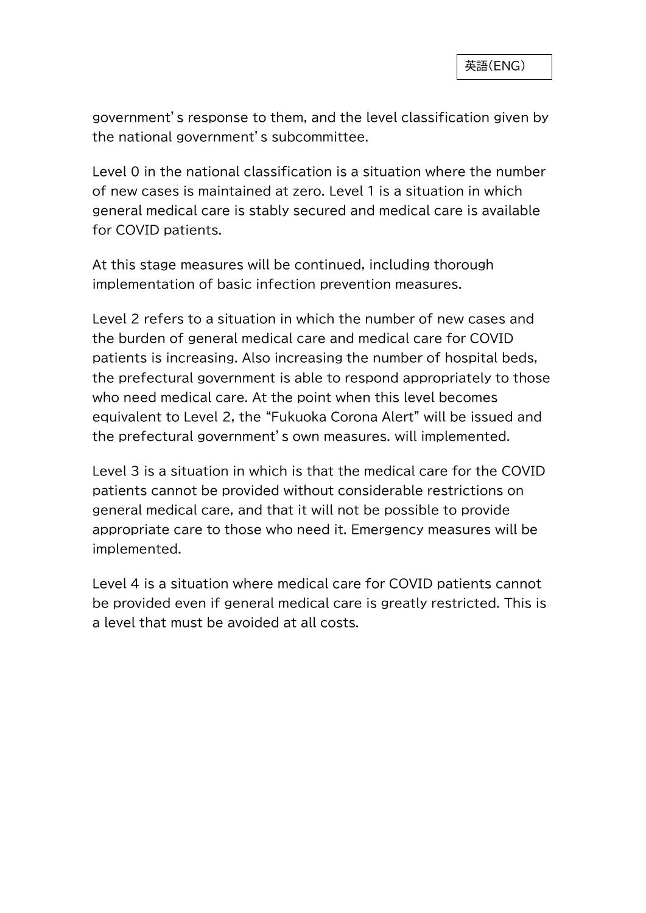government' s response to them, and the level classification given by the national government' s subcommittee.

Level 0 in the national classification is a situation where the number of new cases is maintained at zero. Level 1 is a situation in which general medical care is stably secured and medical care is available for COVID patients.

At this stage measures will be continued, including thorough implementation of basic infection prevention measures.

Level 2 refers to a situation in which the number of new cases and the burden of general medical care and medical care for COVID patients is increasing. Also increasing the number of hospital beds, the prefectural government is able to respond appropriately to those who need medical care. At the point when this level becomes equivalent to Level 2, the "Fukuoka Corona Alert" will be issued and the prefectural government' s own measures. will implemented.

Level 3 is a situation in which is that the medical care for the COVID patients cannot be provided without considerable restrictions on general medical care, and that it will not be possible to provide appropriate care to those who need it. Emergency measures will be implemented.

Level 4 is a situation where medical care for COVID patients cannot be provided even if general medical care is greatly restricted. This is a level that must be avoided at all costs.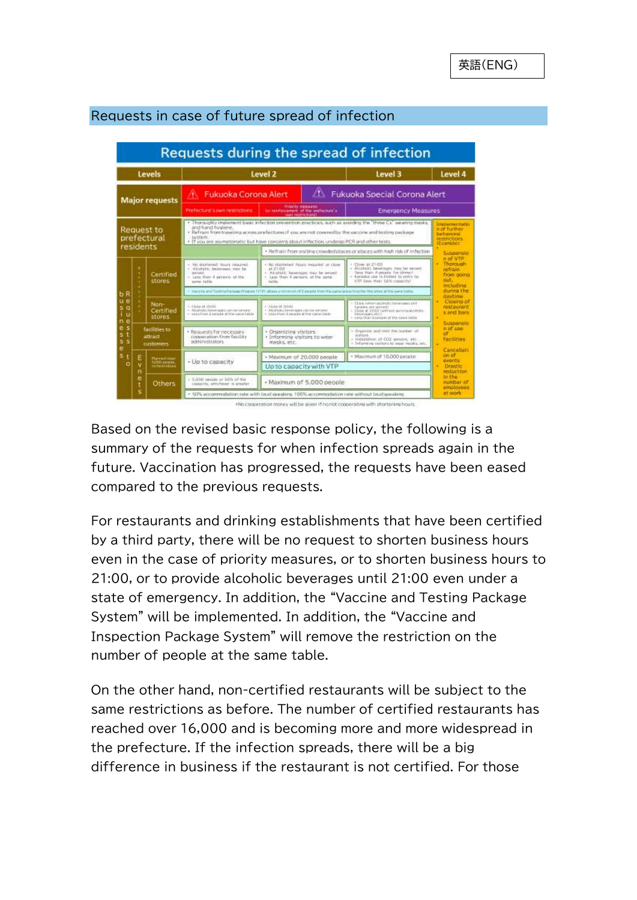英語(ENG)

## Requests in case of future spread of infection

**Requests during the spread of infection**

| Levels | | | Level 2 | | Level 3 | Level 4 |
|---|---|---|---|---|---|---|
| Major requests | | | Fukuoka Corona Alert (Prefecture's own restrictions) | Fukuoka Special Corona Alert (Priority measures for reinforcement of the prefecture's own restrictions) | Emergency Measures | |
| Request to prefectural residents | | | • Thoroughly implement basic infection prevention practices, such as avoiding the "three Cs" wearing masks, and hand hygiene. • Refrain from traveling across prefectures if you are not covered by the vaccine and testing package system. • If you are asymptomatic but have concerns about infection, undergo PCR and other tests | | | Implementation of further behavioral restrictions (Example) • Suspension of VTP • Thorough refrain from going out, including during the daytime • Closing of restaurants and bars • Suspension of use of facilities • Cancellation of events • Drastic reduction in the number of employees at work |
| | | | | • Refrain from visiting crowded places or places with high risk of infection | | |
| Requests to businesses | Restaurants | Certified stores | • No shortened hours required • Alcoholic beverages may be served • Less than 4 persons at the same table | • No shortened hours required or close at 21:00 • Alcoholic beverages may be served • Less than 4 persons at the same table | • Close at 21:00 • Alcoholic beverages may be served (less than 4 people for dinner) • Karaoke use is limited to entry for VTP (less than 50% capacity) | |
| | | | • Vaccine and Testing Package Program (VTP) allows a minimum of 5 people from the same group to gather the dine at the same table | | | |
| | | Non-Certified stores | • Close at 21:00 • Alcoholic beverages can be served • Less than 4 people at the same table | • Close at 20:00 • Alcoholic beverages can be served • Less than 4 people at the same table | • Close (when alcoholic beverages and karaoke are served) • Close at 20:00 (without serving alcoholic beverages, etc.) • Less than 4 people at the same table | |
| | Facilities to attract customers | | • Requests for necessary cooperation from facility administrators | • Organizing visitors • Informing visitors to wear masks, etc. | • Organize and limit the number of visitors • Installation of CO2 sensors, etc. • Informing visitors to wear masks, etc. | |
| | Events | Planned over 5,000 people, notified ones | • Up to capacity | • Maximum of 20,000 people | • Maximum of 10,000 people | |
| | | | | Up to capacity with VTP | | |
| | | Others | • 5,000 people or 50% of the capacity, whichever is greater | • Maximum of 5,000 people | | |
| | | | • 50% accommodation rate with loud speaking, 100% accommodation rate without loud speaking | | | |

*No cooperation money will be given if not cooperating with shortening hours

Based on the revised basic response policy, the following is a summary of the requests for when infection spreads again in the future. Vaccination has progressed, the requests have been eased compared to the previous requests.

For restaurants and drinking establishments that have been certified by a third party, there will be no request to shorten business hours even in the case of priority measures, or to shorten business hours to 21:00, or to provide alcoholic beverages until 21:00 even under a state of emergency. In addition, the "Vaccine and Testing Package System" will be implemented. In addition, the "Vaccine and Inspection Package System" will remove the restriction on the number of people at the same table.

On the other hand, non-certified restaurants will be subject to the same restrictions as before. The number of certified restaurants has reached over 16,000 and is becoming more and more widespread in the prefecture. If the infection spreads, there will be a big difference in business if the restaurant is not certified. For those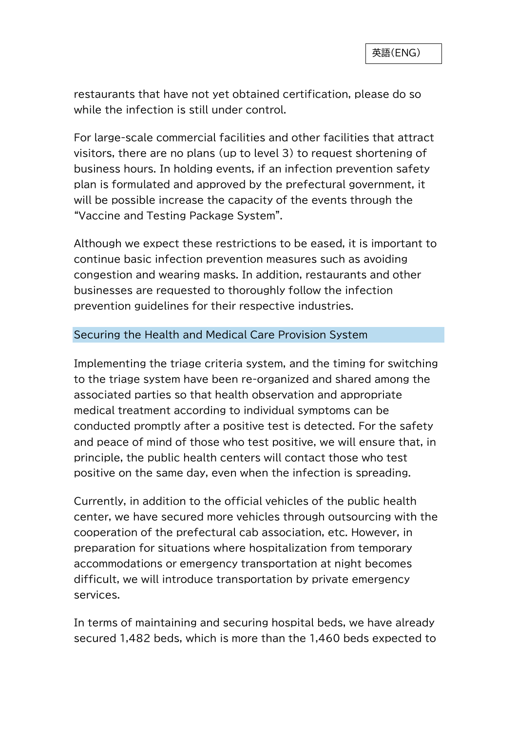restaurants that have not yet obtained certification, please do so while the infection is still under control.

For large-scale commercial facilities and other facilities that attract visitors, there are no plans (up to level 3) to request shortening of business hours. In holding events, if an infection prevention safety plan is formulated and approved by the prefectural government, it will be possible increase the capacity of the events through the "Vaccine and Testing Package System".

Although we expect these restrictions to be eased, it is important to continue basic infection prevention measures such as avoiding congestion and wearing masks. In addition, restaurants and other businesses are requested to thoroughly follow the infection prevention guidelines for their respective industries.

## Securing the Health and Medical Care Provision System

Implementing the triage criteria system, and the timing for switching to the triage system have been re-organized and shared among the associated parties so that health observation and appropriate medical treatment according to individual symptoms can be conducted promptly after a positive test is detected. For the safety and peace of mind of those who test positive, we will ensure that, in principle, the public health centers will contact those who test positive on the same day, even when the infection is spreading.

Currently, in addition to the official vehicles of the public health center, we have secured more vehicles through outsourcing with the cooperation of the prefectural cab association, etc. However, in preparation for situations where hospitalization from temporary accommodations or emergency transportation at night becomes difficult, we will introduce transportation by private emergency services.

In terms of maintaining and securing hospital beds, we have already secured 1,482 beds, which is more than the 1,460 beds expected to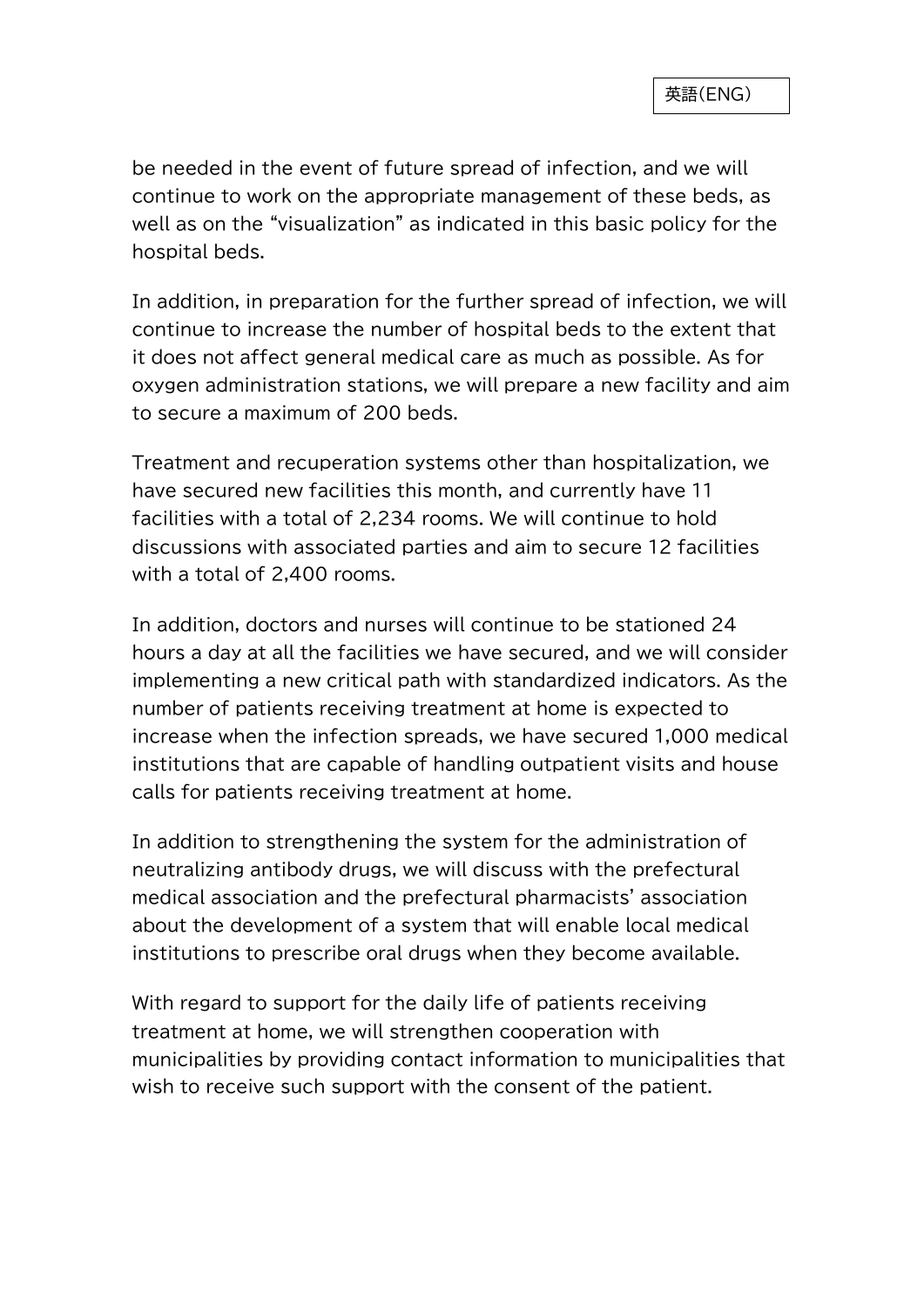be needed in the event of future spread of infection, and we will continue to work on the appropriate management of these beds, as well as on the “visualization” as indicated in this basic policy for the hospital beds.

In addition, in preparation for the further spread of infection, we will continue to increase the number of hospital beds to the extent that it does not affect general medical care as much as possible. As for oxygen administration stations, we will prepare a new facility and aim to secure a maximum of 200 beds.

Treatment and recuperation systems other than hospitalization, we have secured new facilities this month, and currently have 11 facilities with a total of 2,234 rooms. We will continue to hold discussions with associated parties and aim to secure 12 facilities with a total of 2,400 rooms.

In addition, doctors and nurses will continue to be stationed 24 hours a day at all the facilities we have secured, and we will consider implementing a new critical path with standardized indicators. As the number of patients receiving treatment at home is expected to increase when the infection spreads, we have secured 1,000 medical institutions that are capable of handling outpatient visits and house calls for patients receiving treatment at home.

In addition to strengthening the system for the administration of neutralizing antibody drugs, we will discuss with the prefectural medical association and the prefectural pharmacists’ association about the development of a system that will enable local medical institutions to prescribe oral drugs when they become available.

With regard to support for the daily life of patients receiving treatment at home, we will strengthen cooperation with municipalities by providing contact information to municipalities that wish to receive such support with the consent of the patient.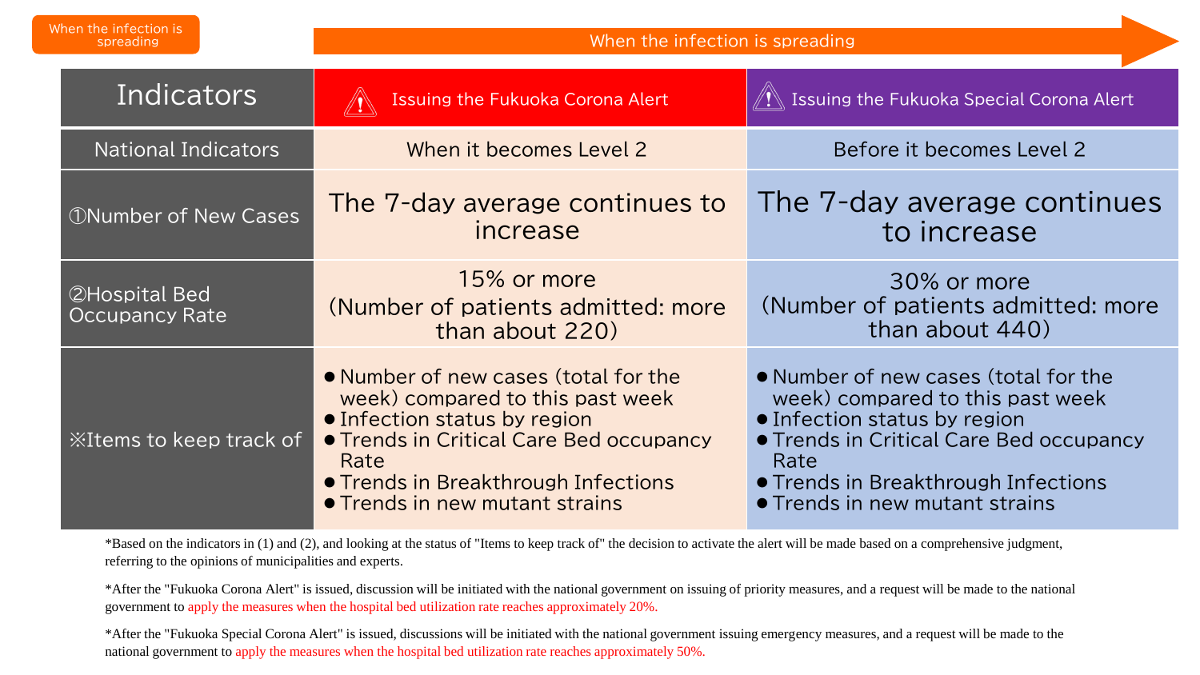When the infection is spreading

When the infection is spreading

| Indicators | Issuing the Fukuoka Corona Alert | Issuing the Fukuoka Special Corona Alert |
|---|---|---|
| National Indicators | When it becomes Level 2 | Before it becomes Level 2 |
| ①Number of New Cases | The 7-day average continues to increase | The 7-day average continues to increase |
| ②Hospital Bed Occupancy Rate | 15% or more (Number of patients admitted: more than about 220) | 30% or more (Number of patients admitted: more than about 440) |
| ※Items to keep track of | ● Number of new cases (total for the week) compared to this past week<br>● Infection status by region<br>● Trends in Critical Care Bed occupancy Rate<br>● Trends in Breakthrough Infections<br>● Trends in new mutant strains | ● Number of new cases (total for the week) compared to this past week<br>● Infection status by region<br>● Trends in Critical Care Bed occupancy Rate<br>● Trends in Breakthrough Infections<br>● Trends in new mutant strains |

*Based on the indicators in (1) and (2), and looking at the status of "Items to keep track of" the decision to activate the alert will be made based on a comprehensive judgment, referring to the opinions of municipalities and experts.

*After the "Fukuoka Corona Alert" is issued, discussion will be initiated with the national government on issuing of priority measures, and a request will be made to the national government to apply the measures when the hospital bed utilization rate reaches approximately 20%.

*After the "Fukuoka Special Corona Alert" is issued, discussions will be initiated with the national government issuing emergency measures, and a request will be made to the national government to apply the measures when the hospital bed utilization rate reaches approximately 50%.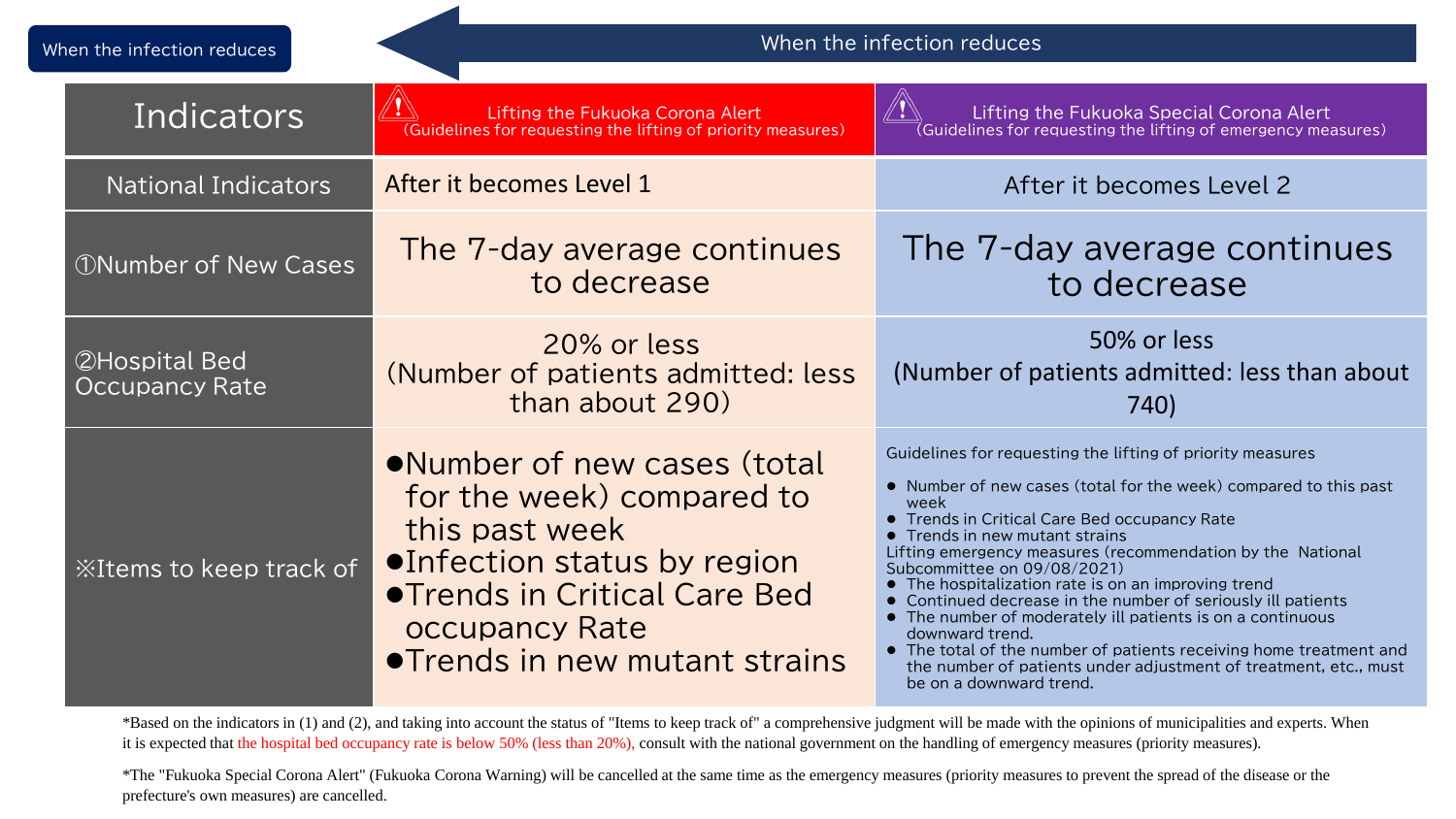When the infection reduces

When the infection reduces

| Indicators | Lifting the Fukuoka Corona Alert (Guidelines for requesting the lifting of priority measures) | Lifting the Fukuoka Special Corona Alert (Guidelines for requesting the lifting of emergency measures) |
| --- | --- | --- |
| National Indicators | After it becomes Level 1 | After it becomes Level 2 |
| ①Number of New Cases | The 7-day average continues to decrease | The 7-day average continues to decrease |
| ②Hospital Bed Occupancy Rate | 20% or less (Number of patients admitted: less than about 290) | 50% or less (Number of patients admitted: less than about 740) |
| ※Items to keep track of | ●Number of new cases (total for the week) compared to this past week<br>●Infection status by region<br>●Trends in Critical Care Bed occupancy Rate<br>●Trends in new mutant strains | Guidelines for requesting the lifting of priority measures<br>● Number of new cases (total for the week) compared to this past week<br>● Trends in Critical Care Bed occupancy Rate<br>● Trends in new mutant strains<br>Lifting emergency measures (recommendation by the National Subcommittee on 09/08/2021)<br>● The hospitalization rate is on an improving trend<br>● Continued decrease in the number of seriously ill patients<br>● The number of moderately ill patients is on a continuous downward trend.<br>● The total of the number of patients receiving home treatment and the number of patients under adjustment of treatment, etc., must be on a downward trend. |

*Based on the indicators in (1) and (2), and taking into account the status of "Items to keep track of" a comprehensive judgment will be made with the opinions of municipalities and experts. When it is expected that the hospital bed occupancy rate is below 50% (less than 20%), consult with the national government on the handling of emergency measures (priority measures).

*The "Fukuoka Special Corona Alert" (Fukuoka Corona Warning) will be cancelled at the same time as the emergency measures (priority measures to prevent the spread of the disease or the prefecture's own measures) are cancelled.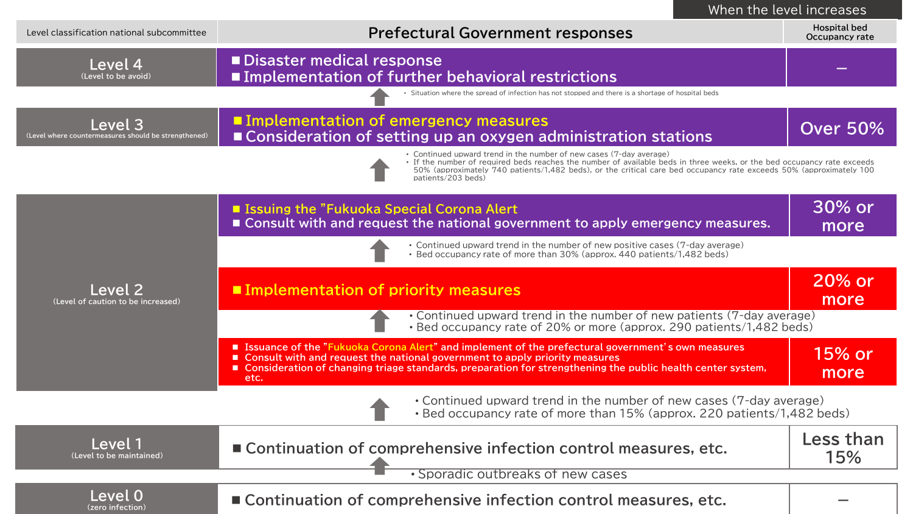When the level increases

| Level classification national subcommittee | Prefectural Government responses | Hospital bed Occupancy rate |
|---|---|---|
| **Level 4** (Level to be avoid) | ■ Disaster medical response<br>■ Implementation of further behavioral restrictions | – |
| | ↑ • Situation where the spread of infection has not stopped and there is a shortage of hospital beds | |
| **Level 3** (Level where countermeasures should be strengthened) | ■ Implementation of emergency measures<br>■ Consideration of setting up an oxygen administration stations | Over 50% |
| | ↑ • Continued upward trend in the number of new cases (7-day average)<br>• If the number of required beds reaches the number of available beds in three weeks, or the bed occupancy rate exceeds 50% (approximately 740 patients/1,482 beds), or the critical care bed occupancy rate exceeds 50% (approximately 100 patients/203 beds) | |
| **Level 2** (Level of caution to be increased) | ■ Issuing the "Fukuoka Special Corona Alert<br>■ Consult with and request the national government to apply emergency measures. | 30% or more |
| | ↑ • Continued upward trend in the number of new positive cases (7-day average)<br>• Bed occupancy rate of more than 30% (approx. 440 patients/1,482 beds) | |
| | ■ Implementation of priority measures | 20% or more |
| | ↑ • Continued upward trend in the number of new patients (7-day average)<br>• Bed occupancy rate of 20% or more (approx. 290 patients/1,482 beds) | |
| | ■ Issuance of the "Fukuoka Corona Alert" and implement of the prefectural government's own measures<br>■ Consult with and request the national government to apply priority measures<br>■ Consideration of changing triage standards, preparation for strengthening the public health center system, etc. | 15% or more |
| | ↑ • Continued upward trend in the number of new cases (7-day average)<br>• Bed occupancy rate of more than 15% (approx. 220 patients/1,482 beds) | |
| **Level 1** (Level to be maintained) | ■ Continuation of comprehensive infection control measures, etc. | Less than 15% |
| | ↑ • Sporadic outbreaks of new cases | |
| **Level 0** (zero infection) | ■ Continuation of comprehensive infection control measures, etc. | – |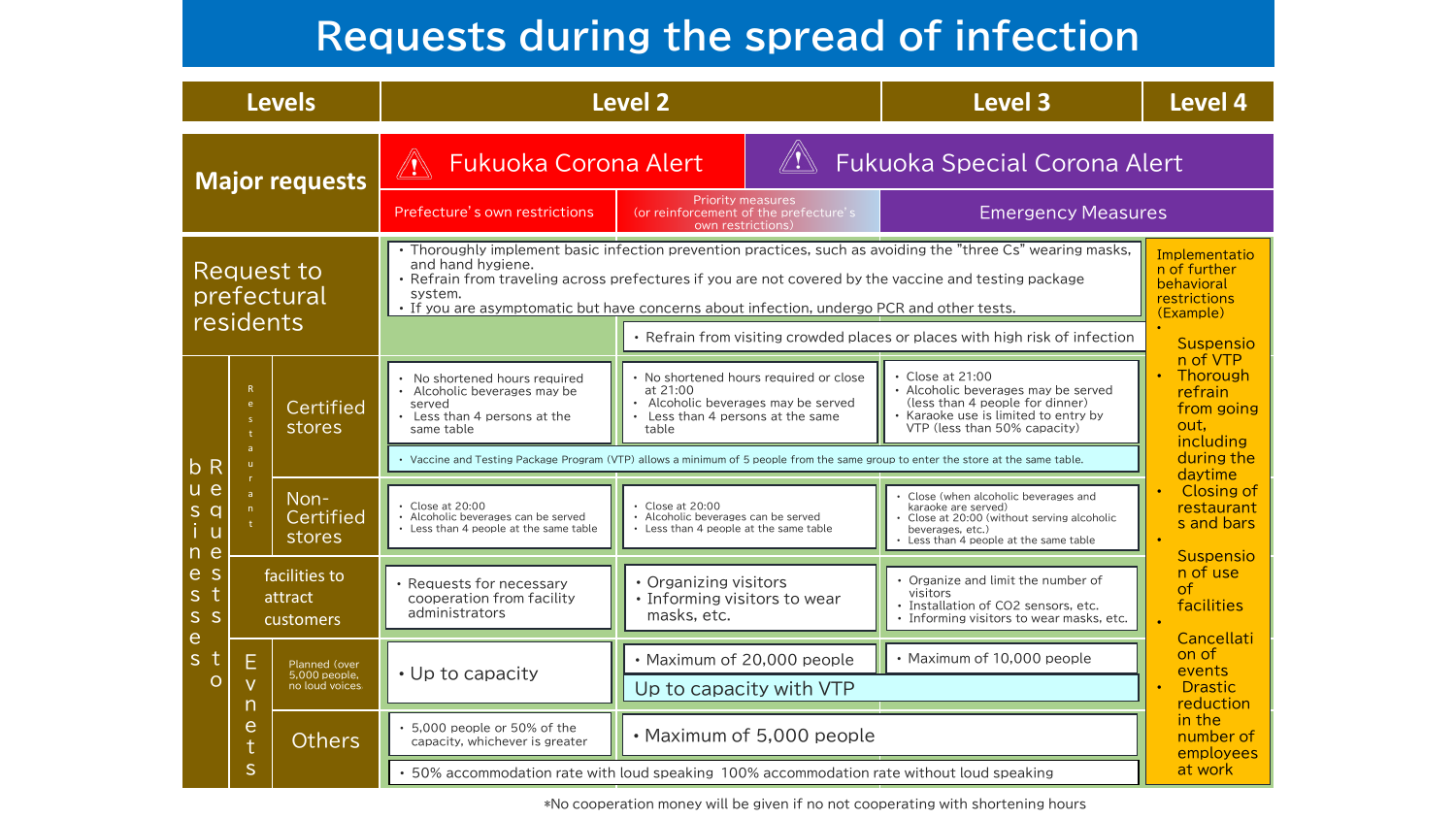# Requests during the spread of infection

| Levels | | | Level 2 | | Level 3 | Level 4 |
|---|---|---|---|---|---|---|
| Major requests | | | Fukuoka Corona Alert | | Fukuoka Special Corona Alert | |
| | | | Prefecture's own restrictions | Priority measures (or reinforcement of the prefecture's own restrictions) | Emergency Measures | |
| Request to prefectural residents | | | • Thoroughly implement basic infection prevention practices, such as avoiding the "three Cs" wearing masks, and hand hygiene.<br>• Refrain from traveling across prefectures if you are not covered by the vaccine and testing package system.<br>• If you are asymptomatic but have concerns about infection, undergo PCR and other tests. | • Refrain from visiting crowded places or places with high risk of infection | • Refrain from visiting crowded places or places with high risk of infection | Implementation of further behavioral restrictions (Example)<br>• Suspension of VTP<br>• Thorough refrain from going out, including during the daytime<br>• Closing of restaurants and bars<br>• Suspension of use of facilities<br>• Cancellation of events<br>• Drastic reduction in the number of employees at work |
| Requests to businesses | Restaurant | Certified stores | • No shortened hours required<br>• Alcoholic beverages may be served<br>• Less than 4 persons at the same table | • No shortened hours required or close at 21:00<br>• Alcoholic beverages may be served<br>• Less than 4 persons at the same table | • Close at 21:00<br>• Alcoholic beverages may be served (less than 4 people for dinner)<br>• Karaoke use is limited to entry by VTP (less than 50% capacity) | |
| | | | • Vaccine and Testing Package Program (VTP) allows a minimum of 5 people from the same group to enter the store at the same table. | | | |
| | | Non-Certified stores | • Close at 20:00<br>• Alcoholic beverages can be served<br>• Less than 4 people at the same table | • Close at 20:00<br>• Alcoholic beverages can be served<br>• Less than 4 people at the same table | • Close (when alcoholic beverages and karaoke are served)<br>• Close at 20:00 (without serving alcoholic beverages, etc.)<br>• Less than 4 people at the same table | |
| | facilities to attract customers | | • Requests for necessary cooperation from facility administrators | • Organizing visitors<br>• Informing visitors to wear masks, etc. | • Organize and limit the number of visitors<br>• Installation of CO2 sensors, etc.<br>• Informing visitors to wear masks, etc. | |
| | Events | Planned (over 5,000 people, no loud voices) | • Up to capacity | • Maximum of 20,000 people | • Maximum of 10,000 people | |
| | | | | Up to capacity with VTP | Up to capacity with VTP | |
| | | Others | • 5,000 people or 50% of the capacity, whichever is greater | • Maximum of 5,000 people | • Maximum of 5,000 people | |
| | | | • 50% accommodation rate with loud speaking 100% accommodation rate without loud speaking | | | |

*No cooperation money will be given if no not cooperating with shortening hours